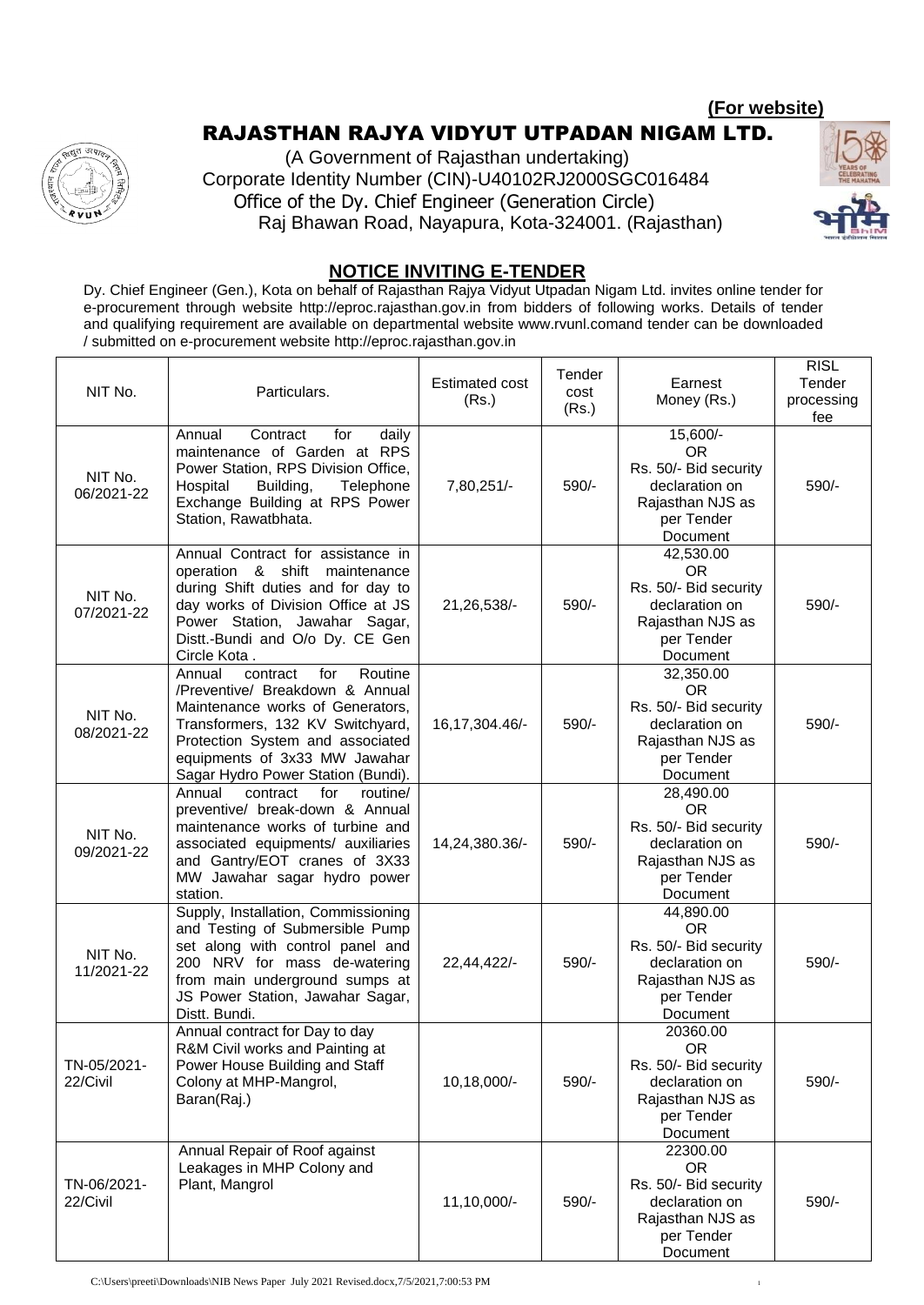**(For website)**

# RAJASTHAN RAJYA VIDYUT UTPADAN NIGAM LTD.

(A Government of Rajasthan undertaking)
Corporate Identity Number (CIN)-U40102RJ2000SGC016484
Office of the Dy. Chief Engineer (Generation Circle)
Raj Bhawan Road, Nayapura, Kota-324001. (Rajasthan)

## NOTICE INVITING E-TENDER

Dy. Chief Engineer (Gen.), Kota on behalf of Rajasthan Rajya Vidyut Utpadan Nigam Ltd. invites online tender for e-procurement through website http://eproc.rajasthan.gov.in from bidders of following works. Details of tender and qualifying requirement are available on departmental website www.rvunl.comand tender can be downloaded / submitted on e-procurement website http://eproc.rajasthan.gov.in

| NIT No. | Particulars. | Estimated cost (Rs.) | Tender cost (Rs.) | Earnest Money (Rs.) | RISL Tender processing fee |
|---|---|---|---|---|---|
| NIT No. 06/2021-22 | Annual Contract for daily maintenance of Garden at RPS Power Station, RPS Division Office, Hospital Building, Telephone Exchange Building at RPS Power Station, Rawatbhata. | 7,80,251/- | 590/- | 15,600/- OR Rs. 50/- Bid security declaration on Rajasthan NJS as per Tender Document | 590/- |
| NIT No. 07/2021-22 | Annual Contract for assistance in operation & shift maintenance during Shift duties and for day to day works of Division Office at JS Power Station, Jawahar Sagar, Distt.-Bundi and O/o Dy. CE Gen Circle Kota . | 21,26,538/- | 590/- | 42,530.00 OR Rs. 50/- Bid security declaration on Rajasthan NJS as per Tender Document | 590/- |
| NIT No. 08/2021-22 | Annual contract for Routine /Preventive/ Breakdown & Annual Maintenance works of Generators, Transformers, 132 KV Switchyard, Protection System and associated equipments of 3x33 MW Jawahar Sagar Hydro Power Station (Bundi). | 16,17,304.46/- | 590/- | 32,350.00 OR Rs. 50/- Bid security declaration on Rajasthan NJS as per Tender Document | 590/- |
| NIT No. 09/2021-22 | Annual contract for routine/ preventive/ break-down & Annual maintenance works of turbine and associated equipments/ auxiliaries and Gantry/EOT cranes of 3X33 MW Jawahar sagar hydro power station. | 14,24,380.36/- | 590/- | 28,490.00 OR Rs. 50/- Bid security declaration on Rajasthan NJS as per Tender Document | 590/- |
| NIT No. 11/2021-22 | Supply, Installation, Commissioning and Testing of Submersible Pump set along with control panel and 200 NRV for mass de-watering from main underground sumps at JS Power Station, Jawahar Sagar, Distt. Bundi. | 22,44,422/- | 590/- | 44,890.00 OR Rs. 50/- Bid security declaration on Rajasthan NJS as per Tender Document | 590/- |
| TN-05/2021-22/Civil | Annual contract for Day to day R&M Civil works and Painting at Power House Building and Staff Colony at MHP-Mangrol, Baran(Raj.) | 10,18,000/- | 590/- | 20360.00 OR Rs. 50/- Bid security declaration on Rajasthan NJS as per Tender Document | 590/- |
| TN-06/2021-22/Civil | Annual Repair of Roof against Leakages in MHP Colony and Plant, Mangrol | 11,10,000/- | 590/- | 22300.00 OR Rs. 50/- Bid security declaration on Rajasthan NJS as per Tender Document | 590/- |

C:\Users\preeti\Downloads\NIB News Paper July 2021 Revised.docx,7/5/2021,7:00:53 PM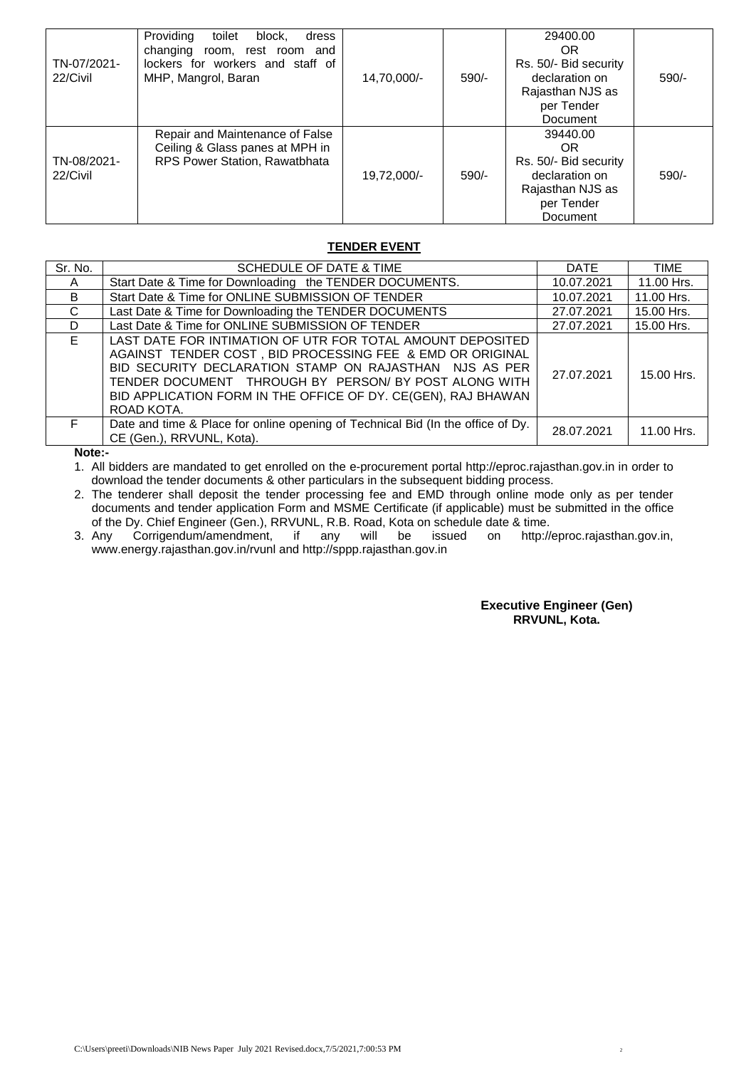| TN-07/2021-22/Civil | Providing toilet block, dress changing room, rest room and lockers for workers and staff of MHP, Mangrol, Baran | 14,70,000/- | 590/- | 29400.00 OR Rs. 50/- Bid security declaration on Rajasthan NJS as per Tender Document | 590/- |
|---|---|---|---|---|---|
| TN-08/2021-22/Civil | Repair and Maintenance of False Ceiling & Glass panes at MPH in RPS Power Station, Rawatbhata | 19,72,000/- | 590/- | 39440.00 OR Rs. 50/- Bid security declaration on Rajasthan NJS as per Tender Document | 590/- |

**TENDER EVENT**

| Sr. No. | SCHEDULE OF DATE & TIME | DATE | TIME |
|---|---|---|---|
| A | Start Date & Time for Downloading the TENDER DOCUMENTS. | 10.07.2021 | 11.00 Hrs. |
| B | Start Date & Time for ONLINE SUBMISSION OF TENDER | 10.07.2021 | 11.00 Hrs. |
| C | Last Date & Time for Downloading the TENDER DOCUMENTS | 27.07.2021 | 15.00 Hrs. |
| D | Last Date & Time for ONLINE SUBMISSION OF TENDER | 27.07.2021 | 15.00 Hrs. |
| E | LAST DATE FOR INTIMATION OF UTR FOR TOTAL AMOUNT DEPOSITED AGAINST TENDER COST , BID PROCESSING FEE & EMD OR ORIGINAL BID SECURITY DECLARATION STAMP ON RAJASTHAN NJS AS PER TENDER DOCUMENT THROUGH BY PERSON/ BY POST ALONG WITH BID APPLICATION FORM IN THE OFFICE OF DY. CE(GEN), RAJ BHAWAN ROAD KOTA. | 27.07.2021 | 15.00 Hrs. |
| F | Date and time & Place for online opening of Technical Bid (In the office of Dy. CE (Gen.), RRVUNL, Kota). | 28.07.2021 | 11.00 Hrs. |

**Note:-**

1. All bidders are mandated to get enrolled on the e-procurement portal http://eproc.rajasthan.gov.in in order to download the tender documents & other particulars in the subsequent bidding process.
2. The tenderer shall deposit the tender processing fee and EMD through online mode only as per tender documents and tender application Form and MSME Certificate (if applicable) must be submitted in the office of the Dy. Chief Engineer (Gen.), RRVUNL, R.B. Road, Kota on schedule date & time.
3. Any Corrigendum/amendment, if any will be issued on http://eproc.rajasthan.gov.in, www.energy.rajasthan.gov.in/rvunl and http://sppp.rajasthan.gov.in

**Executive Engineer (Gen)**
**RRVUNL, Kota.**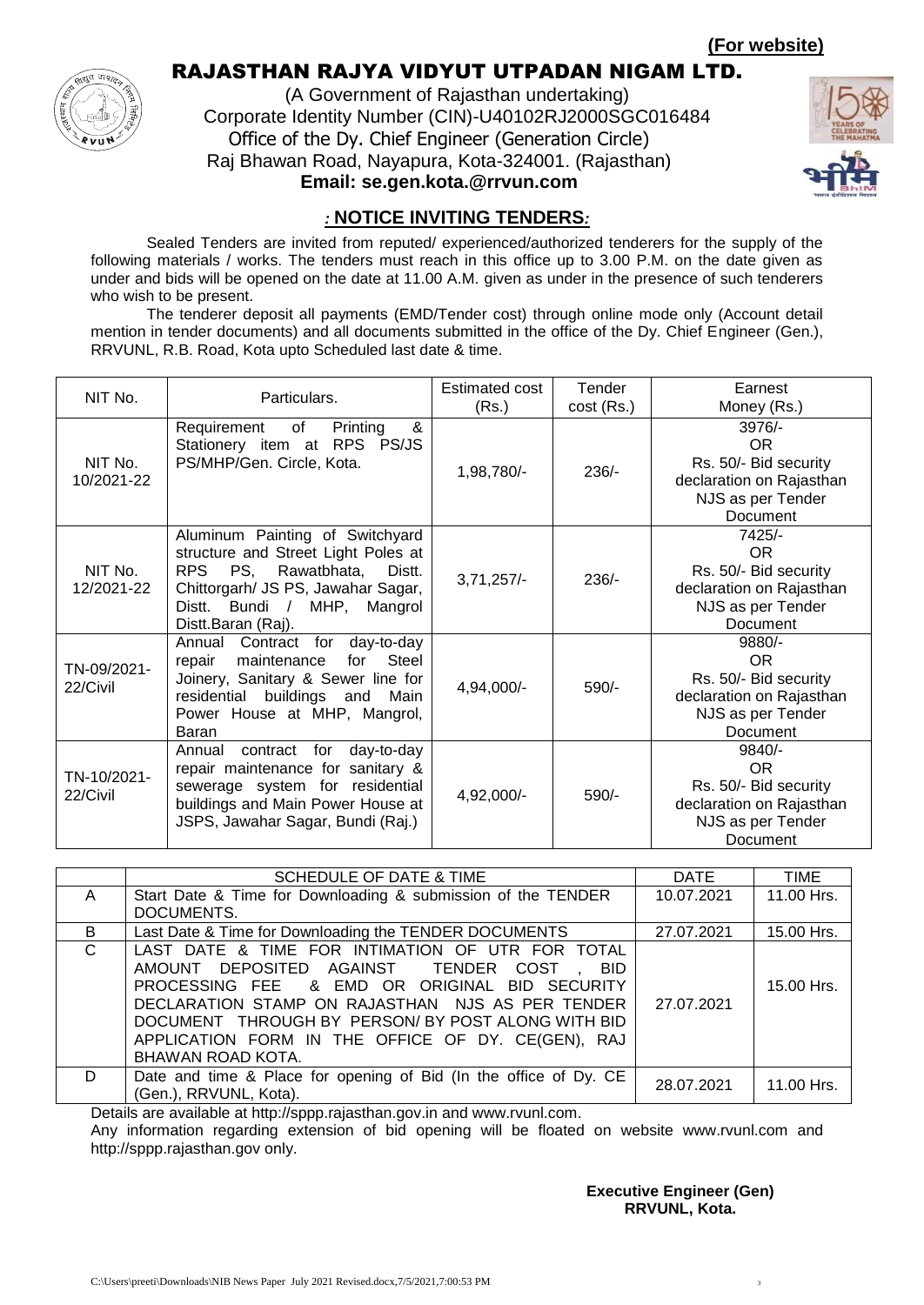**(For website)**

# RAJASTHAN RAJYA VIDYUT UTPADAN NIGAM LTD.

(A Government of Rajasthan undertaking)
Corporate Identity Number (CIN)-U40102RJ2000SGC016484
Office of the Dy. Chief Engineer (Generation Circle)
Raj Bhawan Road, Nayapura, Kota-324001. (Rajasthan)
**Email: se.gen.kota.@rrvun.com**

## *:* NOTICE INVITING TENDERS*:*

Sealed Tenders are invited from reputed/ experienced/authorized tenderers for the supply of the following materials / works. The tenders must reach in this office up to 3.00 P.M. on the date given as under and bids will be opened on the date at 11.00 A.M. given as under in the presence of such tenderers who wish to be present.

The tenderer deposit all payments (EMD/Tender cost) through online mode only (Account detail mention in tender documents) and all documents submitted in the office of the Dy. Chief Engineer (Gen.), RRVUNL, R.B. Road, Kota upto Scheduled last date & time.

| NIT No. | Particulars. | Estimated cost (Rs.) | Tender cost (Rs.) | Earnest Money (Rs.) |
|---|---|---|---|---|
| NIT No. 10/2021-22 | Requirement of Printing & Stationery item at RPS PS/JS PS/MHP/Gen. Circle, Kota. | 1,98,780/- | 236/- | 3976/- OR Rs. 50/- Bid security declaration on Rajasthan NJS as per Tender Document |
| NIT No. 12/2021-22 | Aluminum Painting of Switchyard structure and Street Light Poles at RPS PS, Rawatbhata, Distt. Chittorgarh/ JS PS, Jawahar Sagar, Distt. Bundi / MHP, Mangrol Distt.Baran (Raj). | 3,71,257/- | 236/- | 7425/- OR Rs. 50/- Bid security declaration on Rajasthan NJS as per Tender Document |
| TN-09/2021-22/Civil | Annual Contract for day-to-day repair maintenance for Steel Joinery, Sanitary & Sewer line for residential buildings and Main Power House at MHP, Mangrol, Baran | 4,94,000/- | 590/- | 9880/- OR Rs. 50/- Bid security declaration on Rajasthan NJS as per Tender Document |
| TN-10/2021-22/Civil | Annual contract for day-to-day repair maintenance for sanitary & sewerage system for residential buildings and Main Power House at JSPS, Jawahar Sagar, Bundi (Raj.) | 4,92,000/- | 590/- | 9840/- OR Rs. 50/- Bid security declaration on Rajasthan NJS as per Tender Document |

| | SCHEDULE OF DATE & TIME | DATE | TIME |
|---|---|---|---|
| A | Start Date & Time for Downloading & submission of the TENDER DOCUMENTS. | 10.07.2021 | 11.00 Hrs. |
| B | Last Date & Time for Downloading the TENDER DOCUMENTS | 27.07.2021 | 15.00 Hrs. |
| C | LAST DATE & TIME FOR INTIMATION OF UTR FOR TOTAL AMOUNT DEPOSITED AGAINST TENDER COST , BID PROCESSING FEE & EMD OR ORIGINAL BID SECURITY DECLARATION STAMP ON RAJASTHAN NJS AS PER TENDER DOCUMENT THROUGH BY PERSON/ BY POST ALONG WITH BID APPLICATION FORM IN THE OFFICE OF DY. CE(GEN), RAJ BHAWAN ROAD KOTA. | 27.07.2021 | 15.00 Hrs. |
| D | Date and time & Place for opening of Bid (In the office of Dy. CE (Gen.), RRVUNL, Kota). | 28.07.2021 | 11.00 Hrs. |

Details are available at http://sppp.rajasthan.gov.in and www.rvunl.com.
Any information regarding extension of bid opening will be floated on website www.rvunl.com and http://sppp.rajasthan.gov only.

**Executive Engineer (Gen)**
**RRVUNL, Kota.**

C:\Users\preeti\Downloads\NIB News Paper July 2021 Revised.docx,7/5/2021,7:00:53 PM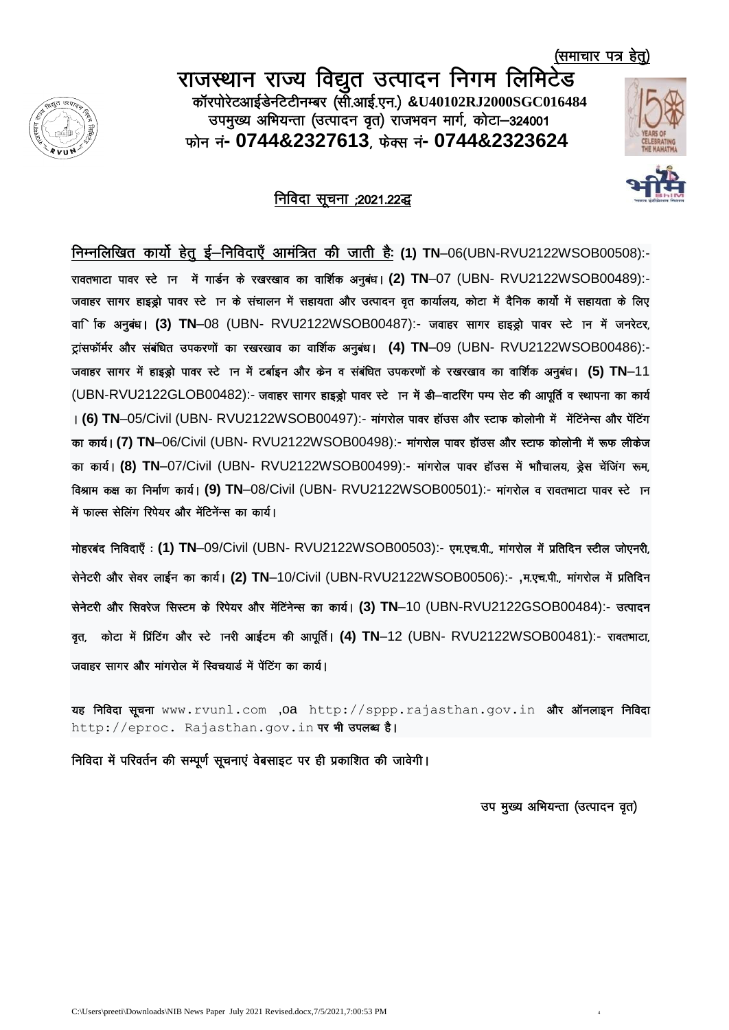(समाचार पत्र हेतु)

# राजस्थान राज्य विद्युत उत्पादन निगम लिमिटेड

**कॉरपोरेटआईडेनटिटीनम्बर (सी.आई.एन.) &U40102RJ2000SGC016484**

उपमुख्य अभियन्ता (उत्पादन वृत) राजभवन मार्ग, कोटा–324001

फोन नं- **0744&2327613**, फेक्स नं- **0744&2323624**

## निविदा सूचना ;2021.22द्ध

निम्नलिखित कार्यो हेतु ई–निविदाएँ आमंत्रित की जाती है: **(1) TN**–06(UBN-RVU2122WSOB00508):- रावतभाटा पावर स्टे ान में गार्डन के रखरखाव का वार्शिक अनुबंध। **(2) TN**–07 (UBN- RVU2122WSOB00489):- जवाहर सागर हाइड्रो पावर स्टे ान के संचालन में सहायता और उत्पादन वृत कार्यालय, कोटा में दैनिक कार्यो में सहायता के लिए वार्षिक अनुबंध। **(3) TN**–08 (UBN- RVU2122WSOB00487):- जवाहर सागर हाइड्रो पावर स्टे ान में जनरेटर, ट्रांसफॉर्मर और संबंधित उपकरणों का रखरखाव का वार्शिक अनुबंध। **(4) TN**–09 (UBN- RVU2122WSOB00486):- जवाहर सागर में हाइड्रो पावर स्टे ान में टर्बाइन और क्रेन व संबंधित उपकरणों के रखरखाव का वार्शिक अनुबंध। **(5) TN**–11 (UBN-RVU2122GLOB00482):- जवाहर सागर हाइड्रो पावर स्टे ान में डी–वाटरिंग पम्प सेट की आपूर्ति व स्थापना का कार्य। **(6) TN**–05/Civil (UBN- RVU2122WSOB00497):- मांगरोल पावर हॉउस और स्टाफ कोलोनी में मेंटिनेन्स और पेंटिंग का कार्य। **(7) TN**–06/Civil (UBN- RVU2122WSOB00498):- मांगरोल पावर हॉउस और स्टाफ कोलोनी में रूफ लीकेज का कार्य। **(8) TN**–07/Civil (UBN- RVU2122WSOB00499):- मांगरोल पावर हॉउस में भौचालय, ड्रेस चेंजिंग रूम, विश्राम कक्ष का निर्माण कार्य। **(9) TN**–08/Civil (UBN- RVU2122WSOB00501):- मांगरोल व रावतभाटा पावर स्टे ान में फाल्स सेलिंग रिपेयर और मेंटिनेंन्स का कार्य।

मोहरबंद निविदाएँ : **(1) TN**–09/Civil (UBN- RVU2122WSOB00503):- एम.एच.पी., मांगरोल में प्रतिदिन स्टील जोएनरी, सेनेटरी और सेवर लाईन का कार्य। **(2) TN**–10/Civil (UBN-RVU2122WSOB00506):- ,म.एच.पी., मांगरोल में प्रतिदिन सेनेटरी और सिवरेज सिस्टम के रिपेयर और मेंटिंनेन्स का कार्य। **(3) TN**–10 (UBN-RVU2122GSOB00484):- उत्पादन वृत, कोटा में प्रिंटिंग और स्टे ानरी आईटम की आपूर्ति। **(4) TN**–12 (UBN- RVU2122WSOB00481):- रावतभाटा, जवाहर सागर और मांगरोल में स्विचयार्ड में पेंटिंग का कार्य।

यह निविदा सूचना www.rvunl.com ,oa http://sppp.rajasthan.gov.in और ऑनलाइन निविदा http://eproc. Rajasthan.gov.in पर भी उपलब्ध है।

निविदा में परिवर्तन की सम्पूर्ण सूचनाएं वेबसाइट पर ही प्रकाशित की जावेगी।

उप मुख्य अभियन्ता (उत्पादन वृत)